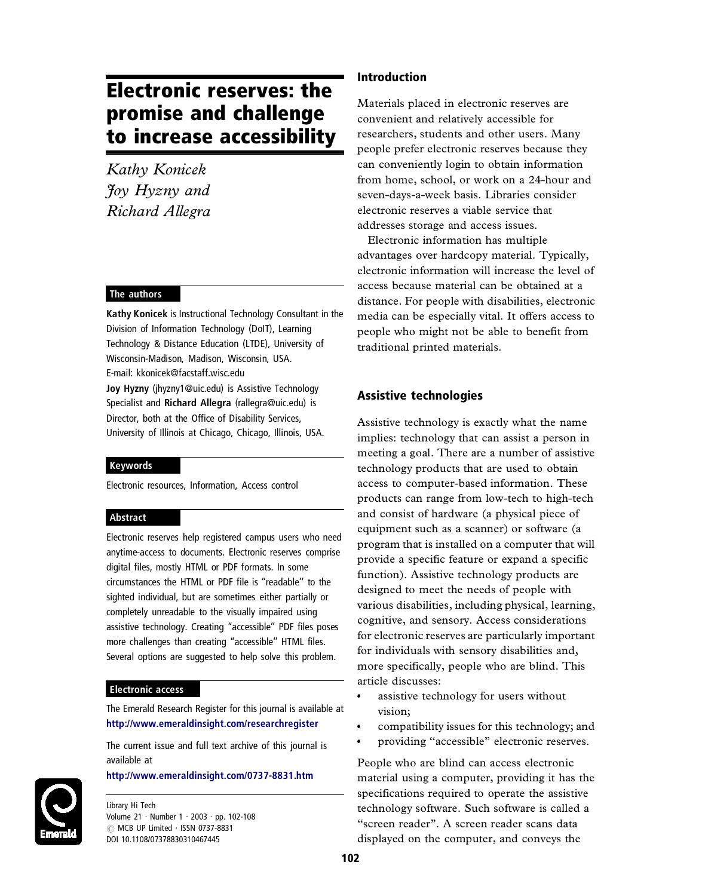# Electronic reserves: the promise and challenge to increase accessibility

*Kathy Konicek*
*Joy Hyzny and*
*Richard Allegra*

### The authors

**Kathy Konicek** is Instructional Technology Consultant in the Division of Information Technology (DoIT), Learning Technology & Distance Education (LTDE), University of Wisconsin-Madison, Madison, Wisconsin, USA.
E-mail: kkonicek@facstaff.wisc.edu

**Joy Hyzny** (jhyzny1@uic.edu) is Assistive Technology Specialist and **Richard Allegra** (rallegra@uic.edu) is Director, both at the Office of Disability Services, University of Illinois at Chicago, Chicago, Illinois, USA.

### Keywords

Electronic resources, Information, Access control

### Abstract

Electronic reserves help registered campus users who need anytime-access to documents. Electronic reserves comprise digital files, mostly HTML or PDF formats. In some circumstances the HTML or PDF file is "readable" to the sighted individual, but are sometimes either partially or completely unreadable to the visually impaired using assistive technology. Creating "accessible" PDF files poses more challenges than creating "accessible" HTML files. Several options are suggested to help solve this problem.

### Electronic access

The Emerald Research Register for this journal is available at
**http://www.emeraldinsight.com/researchregister**

The current issue and full text archive of this journal is available at
**http://www.emeraldinsight.com/0737-8831.htm**

Library Hi Tech
Volume 21 · Number 1 · 2003 · pp. 102-108
© MCB UP Limited · ISSN 0737-8831
DOI 10.1108/07378830310467445

## Introduction

Materials placed in electronic reserves are convenient and relatively accessible for researchers, students and other users. Many people prefer electronic reserves because they can conveniently login to obtain information from home, school, or work on a 24-hour and seven-days-a-week basis. Libraries consider electronic reserves a viable service that addresses storage and access issues.

Electronic information has multiple advantages over hardcopy material. Typically, electronic information will increase the level of access because material can be obtained at a distance. For people with disabilities, electronic media can be especially vital. It offers access to people who might not be able to benefit from traditional printed materials.

## Assistive technologies

Assistive technology is exactly what the name implies: technology that can assist a person in meeting a goal. There are a number of assistive technology products that are used to obtain access to computer-based information. These products can range from low-tech to high-tech and consist of hardware (a physical piece of equipment such as a scanner) or software (a program that is installed on a computer that will provide a specific feature or expand a specific function). Assistive technology products are designed to meet the needs of people with various disabilities, including physical, learning, cognitive, and sensory. Access considerations for electronic reserves are particularly important for individuals with sensory disabilities and, more specifically, people who are blind. This article discusses:

- assistive technology for users without vision;
- compatibility issues for this technology; and
- providing "accessible" electronic reserves.

People who are blind can access electronic material using a computer, providing it has the specifications required to operate the assistive technology software. Such software is called a "screen reader". A screen reader scans data displayed on the computer, and conveys the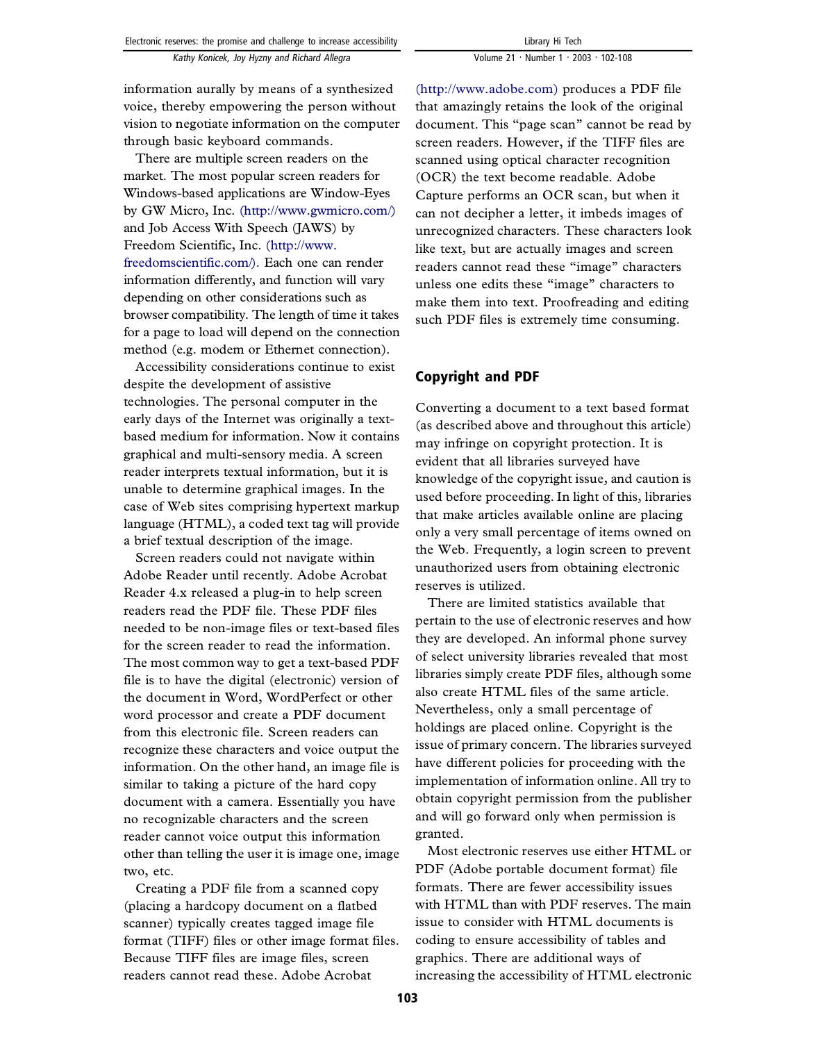information aurally by means of a synthesized voice, thereby empowering the person without vision to negotiate information on the computer through basic keyboard commands.

There are multiple screen readers on the market. The most popular screen readers for Windows-based applications are Window-Eyes by GW Micro, Inc. (http://www.gwmicro.com/) and Job Access With Speech (JAWS) by Freedom Scientific, Inc. (http://www.freedomscientific.com/). Each one can render information differently, and function will vary depending on other considerations such as browser compatibility. The length of time it takes for a page to load will depend on the connection method (e.g. modem or Ethernet connection).

Accessibility considerations continue to exist despite the development of assistive technologies. The personal computer in the early days of the Internet was originally a text-based medium for information. Now it contains graphical and multi-sensory media. A screen reader interprets textual information, but it is unable to determine graphical images. In the case of Web sites comprising hypertext markup language (HTML), a coded text tag will provide a brief textual description of the image.

Screen readers could not navigate within Adobe Reader until recently. Adobe Acrobat Reader 4.x released a plug-in to help screen readers read the PDF file. These PDF files needed to be non-image files or text-based files for the screen reader to read the information. The most common way to get a text-based PDF file is to have the digital (electronic) version of the document in Word, WordPerfect or other word processor and create a PDF document from this electronic file. Screen readers can recognize these characters and voice output the information. On the other hand, an image file is similar to taking a picture of the hard copy document with a camera. Essentially you have no recognizable characters and the screen reader cannot voice output this information other than telling the user it is image one, image two, etc.

Creating a PDF file from a scanned copy (placing a hardcopy document on a flatbed scanner) typically creates tagged image file format (TIFF) files or other image format files. Because TIFF files are image files, screen readers cannot read these. Adobe Acrobat (http://www.adobe.com) produces a PDF file that amazingly retains the look of the original document. This "page scan" cannot be read by screen readers. However, if the TIFF files are scanned using optical character recognition (OCR) the text become readable. Adobe Capture performs an OCR scan, but when it can not decipher a letter, it imbeds images of unrecognized characters. These characters look like text, but are actually images and screen readers cannot read these "image" characters unless one edits these "image" characters to make them into text. Proofreading and editing such PDF files is extremely time consuming.

## Copyright and PDF

Converting a document to a text based format (as described above and throughout this article) may infringe on copyright protection. It is evident that all libraries surveyed have knowledge of the copyright issue, and caution is used before proceeding. In light of this, libraries that make articles available online are placing only a very small percentage of items owned on the Web. Frequently, a login screen to prevent unauthorized users from obtaining electronic reserves is utilized.

There are limited statistics available that pertain to the use of electronic reserves and how they are developed. An informal phone survey of select university libraries revealed that most libraries simply create PDF files, although some also create HTML files of the same article. Nevertheless, only a small percentage of holdings are placed online. Copyright is the issue of primary concern. The libraries surveyed have different policies for proceeding with the implementation of information online. All try to obtain copyright permission from the publisher and will go forward only when permission is granted.

Most electronic reserves use either HTML or PDF (Adobe portable document format) file formats. There are fewer accessibility issues with HTML than with PDF reserves. The main issue to consider with HTML documents is coding to ensure accessibility of tables and graphics. There are additional ways of increasing the accessibility of HTML electronic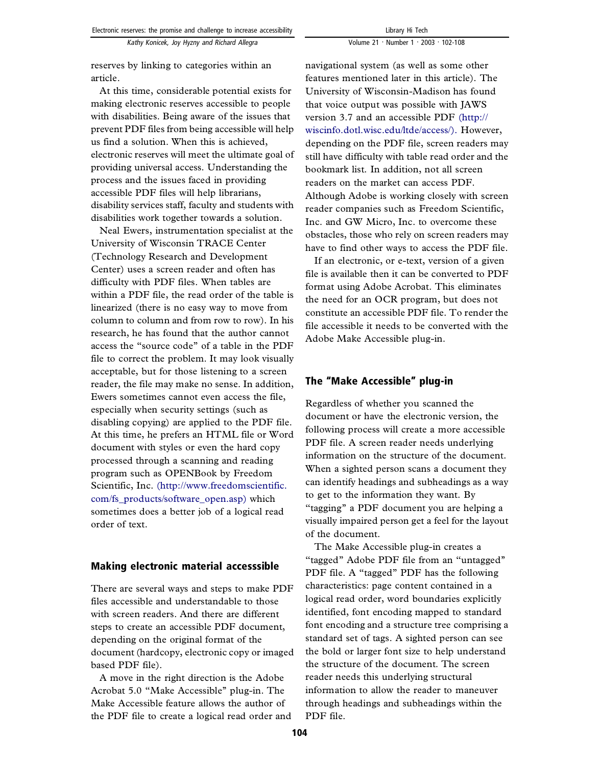reserves by linking to categories within an article.

At this time, considerable potential exists for making electronic reserves accessible to people with disabilities. Being aware of the issues that prevent PDF files from being accessible will help us find a solution. When this is achieved, electronic reserves will meet the ultimate goal of providing universal access. Understanding the process and the issues faced in providing accessible PDF files will help librarians, disability services staff, faculty and students with disabilities work together towards a solution.

Neal Ewers, instrumentation specialist at the University of Wisconsin TRACE Center (Technology Research and Development Center) uses a screen reader and often has difficulty with PDF files. When tables are within a PDF file, the read order of the table is linearized (there is no easy way to move from column to column and from row to row). In his research, he has found that the author cannot access the "source code" of a table in the PDF file to correct the problem. It may look visually acceptable, but for those listening to a screen reader, the file may make no sense. In addition, Ewers sometimes cannot even access the file, especially when security settings (such as disabling copying) are applied to the PDF file. At this time, he prefers an HTML file or Word document with styles or even the hard copy processed through a scanning and reading program such as OPENBook by Freedom Scientific, Inc. (http://www.freedomscientific.com/fs_products/software_open.asp) which sometimes does a better job of a logical read order of text.

## Making electronic material accesssible

There are several ways and steps to make PDF files accessible and understandable to those with screen readers. And there are different steps to create an accessible PDF document, depending on the original format of the document (hardcopy, electronic copy or imaged based PDF file).

A move in the right direction is the Adobe Acrobat 5.0 "Make Accessible" plug-in. The Make Accessible feature allows the author of the PDF file to create a logical read order and navigational system (as well as some other features mentioned later in this article). The University of Wisconsin-Madison has found that voice output was possible with JAWS version 3.7 and an accessible PDF (http://wiscinfo.dotl.wisc.edu/ltde/access/). However, depending on the PDF file, screen readers may still have difficulty with table read order and the bookmark list. In addition, not all screen readers on the market can access PDF. Although Adobe is working closely with screen reader companies such as Freedom Scientific, Inc. and GW Micro, Inc. to overcome these obstacles, those who rely on screen readers may have to find other ways to access the PDF file.

If an electronic, or e-text, version of a given file is available then it can be converted to PDF format using Adobe Acrobat. This eliminates the need for an OCR program, but does not constitute an accessible PDF file. To render the file accessible it needs to be converted with the Adobe Make Accessible plug-in.

## The "Make Accessible" plug-in

Regardless of whether you scanned the document or have the electronic version, the following process will create a more accessible PDF file. A screen reader needs underlying information on the structure of the document. When a sighted person scans a document they can identify headings and subheadings as a way to get to the information they want. By "tagging" a PDF document you are helping a visually impaired person get a feel for the layout of the document.

The Make Accessible plug-in creates a "tagged" Adobe PDF file from an "untagged" PDF file. A "tagged" PDF has the following characteristics: page content contained in a logical read order, word boundaries explicitly identified, font encoding mapped to standard font encoding and a structure tree comprising a standard set of tags. A sighted person can see the bold or larger font size to help understand the structure of the document. The screen reader needs this underlying structural information to allow the reader to maneuver through headings and subheadings within the PDF file.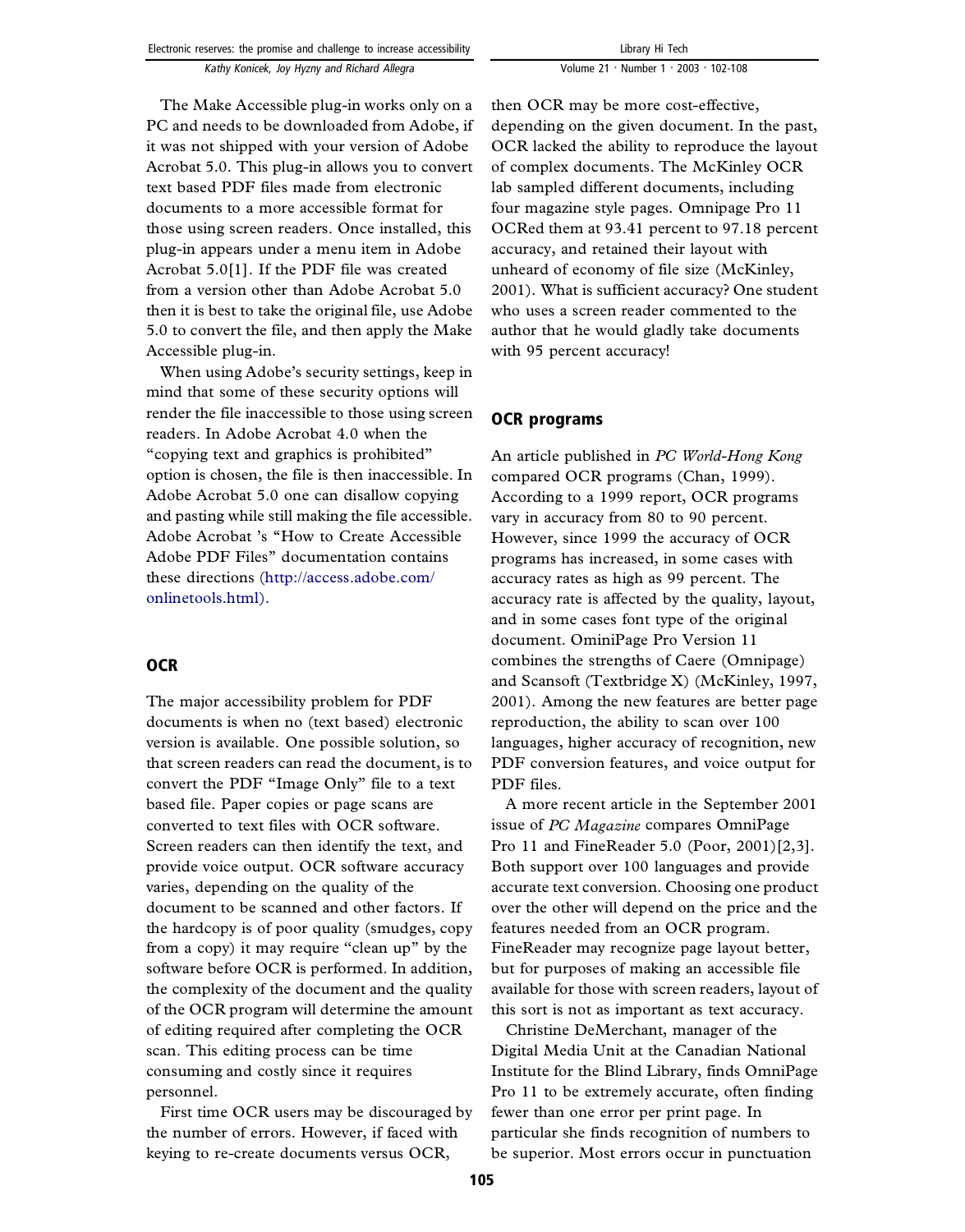The Make Accessible plug-in works only on a PC and needs to be downloaded from Adobe, if it was not shipped with your version of Adobe Acrobat 5.0. This plug-in allows you to convert text based PDF files made from electronic documents to a more accessible format for those using screen readers. Once installed, this plug-in appears under a menu item in Adobe Acrobat 5.0[1]. If the PDF file was created from a version other than Adobe Acrobat 5.0 then it is best to take the original file, use Adobe 5.0 to convert the file, and then apply the Make Accessible plug-in.

When using Adobe's security settings, keep in mind that some of these security options will render the file inaccessible to those using screen readers. In Adobe Acrobat 4.0 when the "copying text and graphics is prohibited" option is chosen, the file is then inaccessible. In Adobe Acrobat 5.0 one can disallow copying and pasting while still making the file accessible. Adobe Acrobat 's "How to Create Accessible Adobe PDF Files" documentation contains these directions (http://access.adobe.com/onlinetools.html).

## OCR

The major accessibility problem for PDF documents is when no (text based) electronic version is available. One possible solution, so that screen readers can read the document, is to convert the PDF "Image Only" file to a text based file. Paper copies or page scans are converted to text files with OCR software. Screen readers can then identify the text, and provide voice output. OCR software accuracy varies, depending on the quality of the document to be scanned and other factors. If the hardcopy is of poor quality (smudges, copy from a copy) it may require "clean up" by the software before OCR is performed. In addition, the complexity of the document and the quality of the OCR program will determine the amount of editing required after completing the OCR scan. This editing process can be time consuming and costly since it requires personnel.

First time OCR users may be discouraged by the number of errors. However, if faced with keying to re-create documents versus OCR, then OCR may be more cost-effective, depending on the given document. In the past, OCR lacked the ability to reproduce the layout of complex documents. The McKinley OCR lab sampled different documents, including four magazine style pages. Omnipage Pro 11 OCRed them at 93.41 percent to 97.18 percent accuracy, and retained their layout with unheard of economy of file size (McKinley, 2001). What is sufficient accuracy? One student who uses a screen reader commented to the author that he would gladly take documents with 95 percent accuracy!

## OCR programs

An article published in *PC World-Hong Kong* compared OCR programs (Chan, 1999). According to a 1999 report, OCR programs vary in accuracy from 80 to 90 percent. However, since 1999 the accuracy of OCR programs has increased, in some cases with accuracy rates as high as 99 percent. The accuracy rate is affected by the quality, layout, and in some cases font type of the original document. OminiPage Pro Version 11 combines the strengths of Caere (Omnipage) and Scansoft (Textbridge X) (McKinley, 1997, 2001). Among the new features are better page reproduction, the ability to scan over 100 languages, higher accuracy of recognition, new PDF conversion features, and voice output for PDF files.

A more recent article in the September 2001 issue of *PC Magazine* compares OmniPage Pro 11 and FineReader 5.0 (Poor, 2001)[2,3]. Both support over 100 languages and provide accurate text conversion. Choosing one product over the other will depend on the price and the features needed from an OCR program. FineReader may recognize page layout better, but for purposes of making an accessible file available for those with screen readers, layout of this sort is not as important as text accuracy.

Christine DeMerchant, manager of the Digital Media Unit at the Canadian National Institute for the Blind Library, finds OmniPage Pro 11 to be extremely accurate, often finding fewer than one error per print page. In particular she finds recognition of numbers to be superior. Most errors occur in punctuation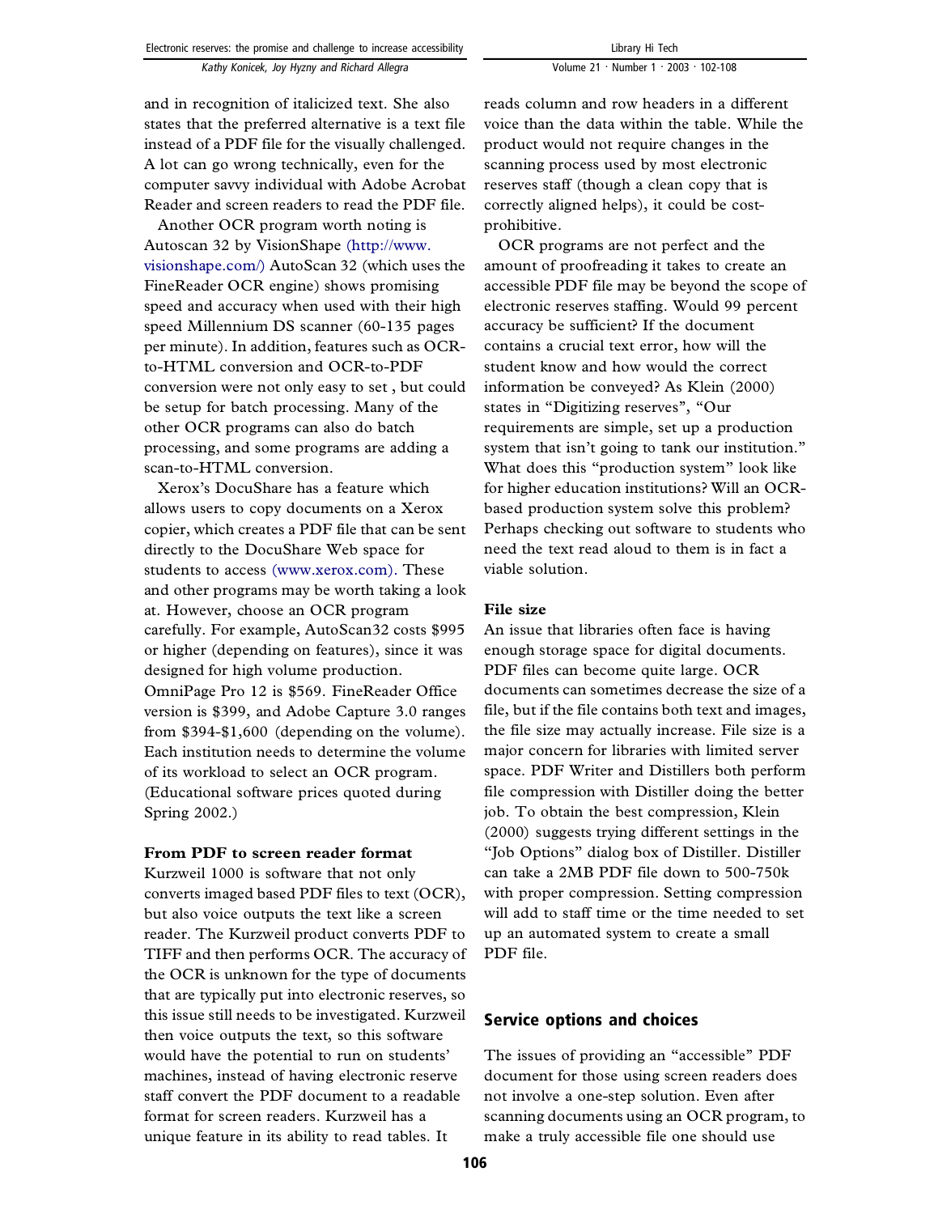and in recognition of italicized text. She also states that the preferred alternative is a text file instead of a PDF file for the visually challenged. A lot can go wrong technically, even for the computer savvy individual with Adobe Acrobat Reader and screen readers to read the PDF file.

Another OCR program worth noting is Autoscan 32 by VisionShape (http://www.visionshape.com/) AutoScan 32 (which uses the FineReader OCR engine) shows promising speed and accuracy when used with their high speed Millennium DS scanner (60-135 pages per minute). In addition, features such as OCR-to-HTML conversion and OCR-to-PDF conversion were not only easy to set , but could be setup for batch processing. Many of the other OCR programs can also do batch processing, and some programs are adding a scan-to-HTML conversion.

Xerox's DocuShare has a feature which allows users to copy documents on a Xerox copier, which creates a PDF file that can be sent directly to the DocuShare Web space for students to access (www.xerox.com). These and other programs may be worth taking a look at. However, choose an OCR program carefully. For example, AutoScan32 costs $995 or higher (depending on features), since it was designed for high volume production. OmniPage Pro 12 is $569. FineReader Office version is $399, and Adobe Capture 3.0 ranges from $394-$1,600 (depending on the volume). Each institution needs to determine the volume of its workload to select an OCR program. (Educational software prices quoted during Spring 2002.)

### From PDF to screen reader format

Kurzweil 1000 is software that not only converts imaged based PDF files to text (OCR), but also voice outputs the text like a screen reader. The Kurzweil product converts PDF to TIFF and then performs OCR. The accuracy of the OCR is unknown for the type of documents that are typically put into electronic reserves, so this issue still needs to be investigated. Kurzweil then voice outputs the text, so this software would have the potential to run on students' machines, instead of having electronic reserve staff convert the PDF document to a readable format for screen readers. Kurzweil has a unique feature in its ability to read tables. It reads column and row headers in a different voice than the data within the table. While the product would not require changes in the scanning process used by most electronic reserves staff (though a clean copy that is correctly aligned helps), it could be cost-prohibitive.

OCR programs are not perfect and the amount of proofreading it takes to create an accessible PDF file may be beyond the scope of electronic reserves staffing. Would 99 percent accuracy be sufficient? If the document contains a crucial text error, how will the student know and how would the correct information be conveyed? As Klein (2000) states in "Digitizing reserves", "Our requirements are simple, set up a production system that isn't going to tank our institution." What does this "production system" look like for higher education institutions? Will an OCR-based production system solve this problem? Perhaps checking out software to students who need the text read aloud to them is in fact a viable solution.

### File size

An issue that libraries often face is having enough storage space for digital documents. PDF files can become quite large. OCR documents can sometimes decrease the size of a file, but if the file contains both text and images, the file size may actually increase. File size is a major concern for libraries with limited server space. PDF Writer and Distillers both perform file compression with Distiller doing the better job. To obtain the best compression, Klein (2000) suggests trying different settings in the "Job Options" dialog box of Distiller. Distiller can take a 2MB PDF file down to 500-750k with proper compression. Setting compression will add to staff time or the time needed to set up an automated system to create a small PDF file.

## Service options and choices

The issues of providing an "accessible" PDF document for those using screen readers does not involve a one-step solution. Even after scanning documents using an OCR program, to make a truly accessible file one should use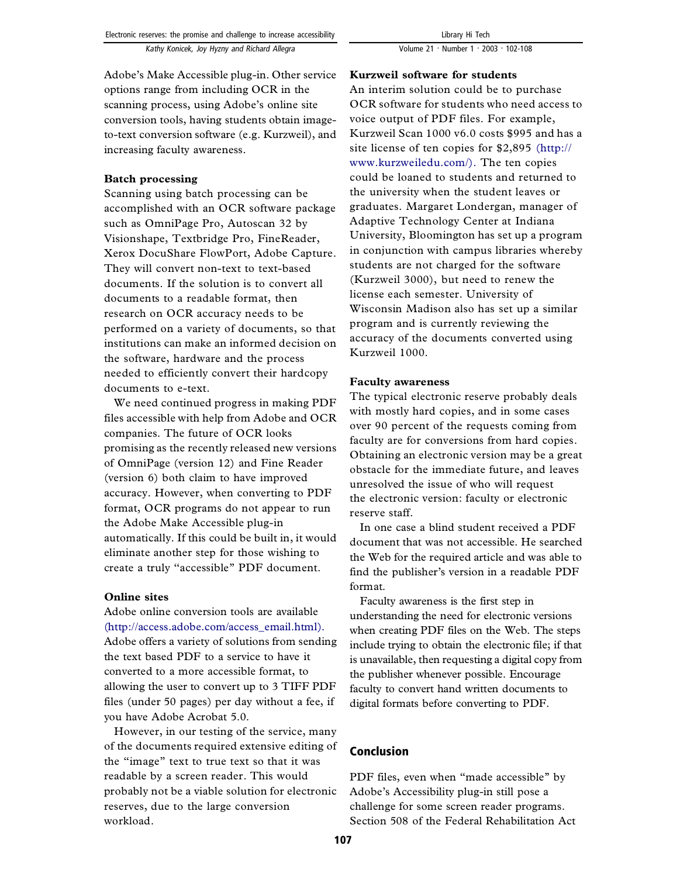Adobe's Make Accessible plug-in. Other service options range from including OCR in the scanning process, using Adobe's online site conversion tools, having students obtain image-to-text conversion software (e.g. Kurzweil), and increasing faculty awareness.

### Batch processing

Scanning using batch processing can be accomplished with an OCR software package such as OmniPage Pro, Autoscan 32 by Visionshape, Textbridge Pro, FineReader, Xerox DocuShare FlowPort, Adobe Capture. They will convert non-text to text-based documents. If the solution is to convert all documents to a readable format, then research on OCR accuracy needs to be performed on a variety of documents, so that institutions can make an informed decision on the software, hardware and the process needed to efficiently convert their hardcopy documents to e-text.

We need continued progress in making PDF files accessible with help from Adobe and OCR companies. The future of OCR looks promising as the recently released new versions of OmniPage (version 12) and Fine Reader (version 6) both claim to have improved accuracy. However, when converting to PDF format, OCR programs do not appear to run the Adobe Make Accessible plug-in automatically. If this could be built in, it would eliminate another step for those wishing to create a truly "accessible" PDF document.

### Online sites

Adobe online conversion tools are available (http://access.adobe.com/access_email.html). Adobe offers a variety of solutions from sending the text based PDF to a service to have it converted to a more accessible format, to allowing the user to convert up to 3 TIFF PDF files (under 50 pages) per day without a fee, if you have Adobe Acrobat 5.0.

However, in our testing of the service, many of the documents required extensive editing of the "image" text to true text so that it was readable by a screen reader. This would probably not be a viable solution for electronic reserves, due to the large conversion workload.

### Kurzweil software for students

An interim solution could be to purchase OCR software for students who need access to voice output of PDF files. For example, Kurzweil Scan 1000 v6.0 costs $995 and has a site license of ten copies for $2,895 (http://www.kurzweiledu.com/). The ten copies could be loaned to students and returned to the university when the student leaves or graduates. Margaret Londergan, manager of Adaptive Technology Center at Indiana University, Bloomington has set up a program in conjunction with campus libraries whereby students are not charged for the software (Kurzweil 3000), but need to renew the license each semester. University of Wisconsin Madison also has set up a similar program and is currently reviewing the accuracy of the documents converted using Kurzweil 1000.

### Faculty awareness

The typical electronic reserve probably deals with mostly hard copies, and in some cases over 90 percent of the requests coming from faculty are for conversions from hard copies. Obtaining an electronic version may be a great obstacle for the immediate future, and leaves unresolved the issue of who will request the electronic version: faculty or electronic reserve staff.

In one case a blind student received a PDF document that was not accessible. He searched the Web for the required article and was able to find the publisher's version in a readable PDF format.

Faculty awareness is the first step in understanding the need for electronic versions when creating PDF files on the Web. The steps include trying to obtain the electronic file; if that is unavailable, then requesting a digital copy from the publisher whenever possible. Encourage faculty to convert hand written documents to digital formats before converting to PDF.

## Conclusion

PDF files, even when "made accessible" by Adobe's Accessibility plug-in still pose a challenge for some screen reader programs. Section 508 of the Federal Rehabilitation Act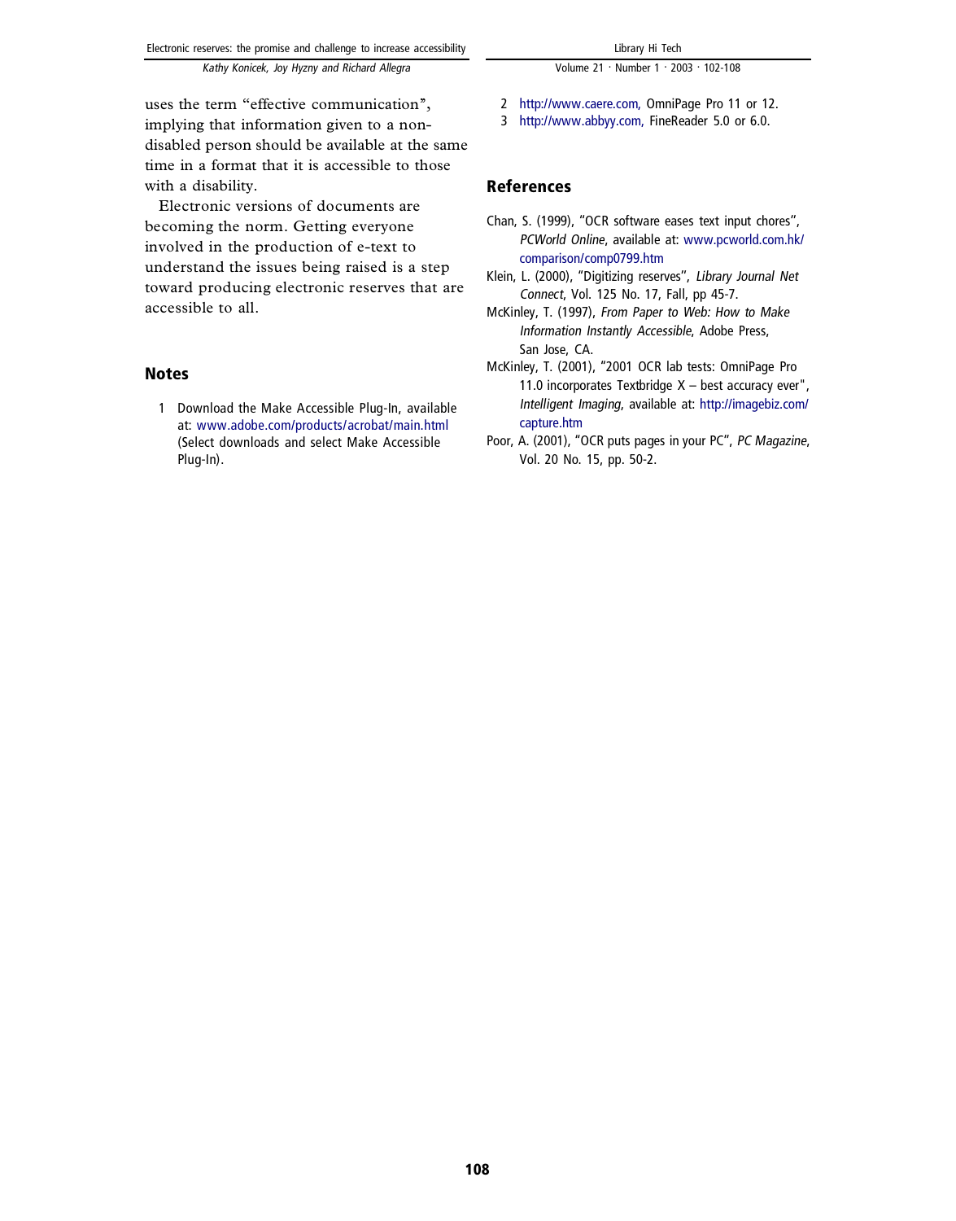uses the term "effective communication", implying that information given to a non-disabled person should be available at the same time in a format that it is accessible to those with a disability.

Electronic versions of documents are becoming the norm. Getting everyone involved in the production of e-text to understand the issues being raised is a step toward producing electronic reserves that are accessible to all.

## Notes

1. Download the Make Accessible Plug-In, available at: www.adobe.com/products/acrobat/main.html (Select downloads and select Make Accessible Plug-In).
2. http://www.caere.com, OmniPage Pro 11 or 12.
3. http://www.abbyy.com, FineReader 5.0 or 6.0.

## References

Chan, S. (1999), "OCR software eases text input chores", *PCWorld Online*, available at: www.pcworld.com.hk/comparison/comp0799.htm

Klein, L. (2000), "Digitizing reserves", *Library Journal Net Connect*, Vol. 125 No. 17, Fall, pp 45-7.

McKinley, T. (1997), *From Paper to Web: How to Make Information Instantly Accessible*, Adobe Press, San Jose, CA.

McKinley, T. (2001), "2001 OCR lab tests: OmniPage Pro 11.0 incorporates Textbridge X – best accuracy ever", *Intelligent Imaging*, available at: http://imagebiz.com/capture.htm

Poor, A. (2001), "OCR puts pages in your PC", *PC Magazine*, Vol. 20 No. 15, pp. 50-2.